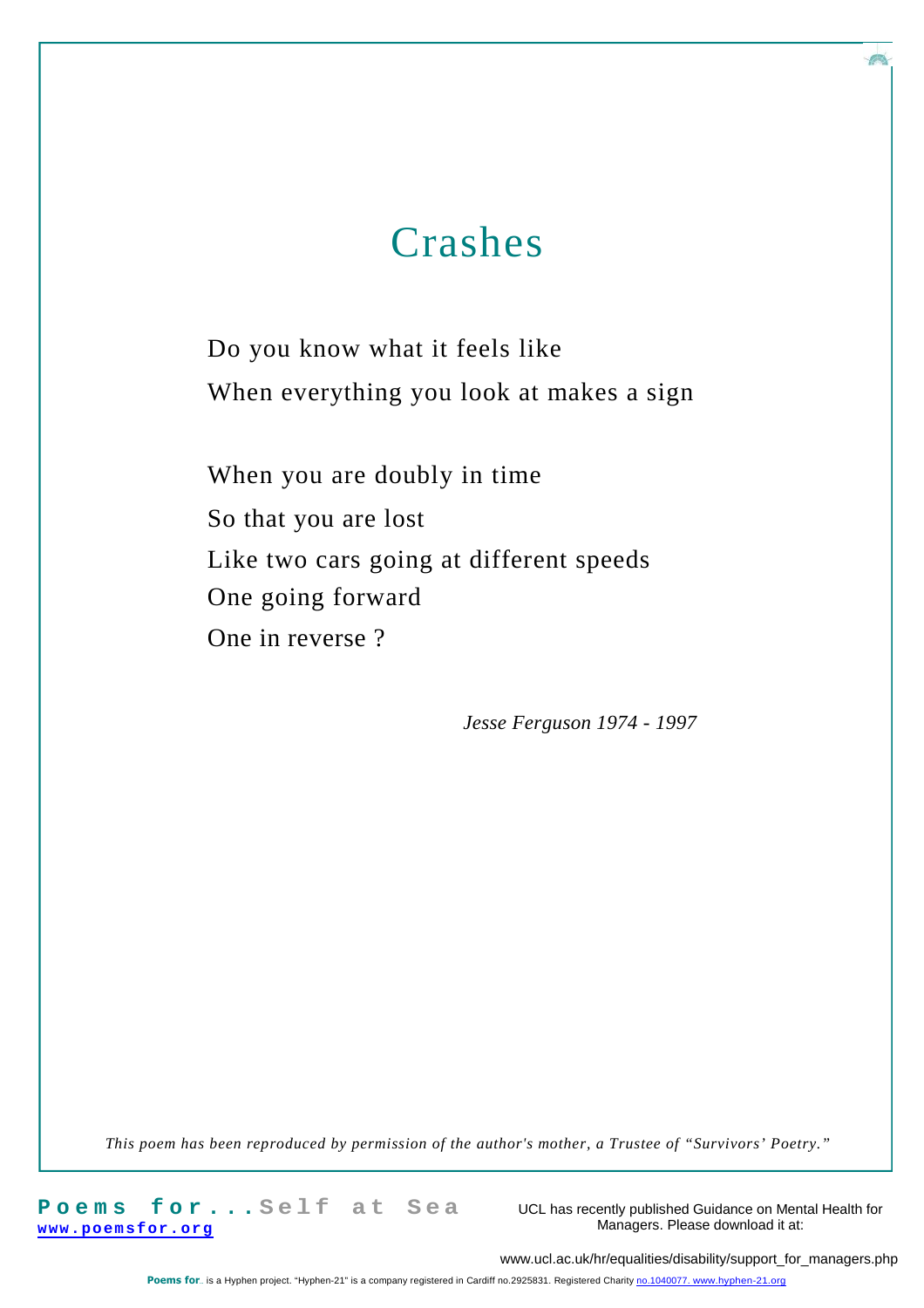# Crashes

Do you know what it feels like  
When everything you look at makes a sign

When you are doubly in time  
So that you are lost  
Like two cars going at different speeds  
One going forward  
One in reverse ?

*Jesse Ferguson 1974 - 1997*

*This poem has been reproduced by permission of the author's mother, a Trustee of "Survivors' Poetry."*

**Poems for...Self at Sea**  
www.poemsfor.org

UCL has recently published Guidance on Mental Health for Managers. Please download it at:

www.ucl.ac.uk/hr/equalities/disability/support_for_managers.php

**Poems for**.. is a Hyphen project. "Hyphen-21" is a company registered in Cardiff no.2925831. Registered Charity no.1040077. www.hyphen-21.org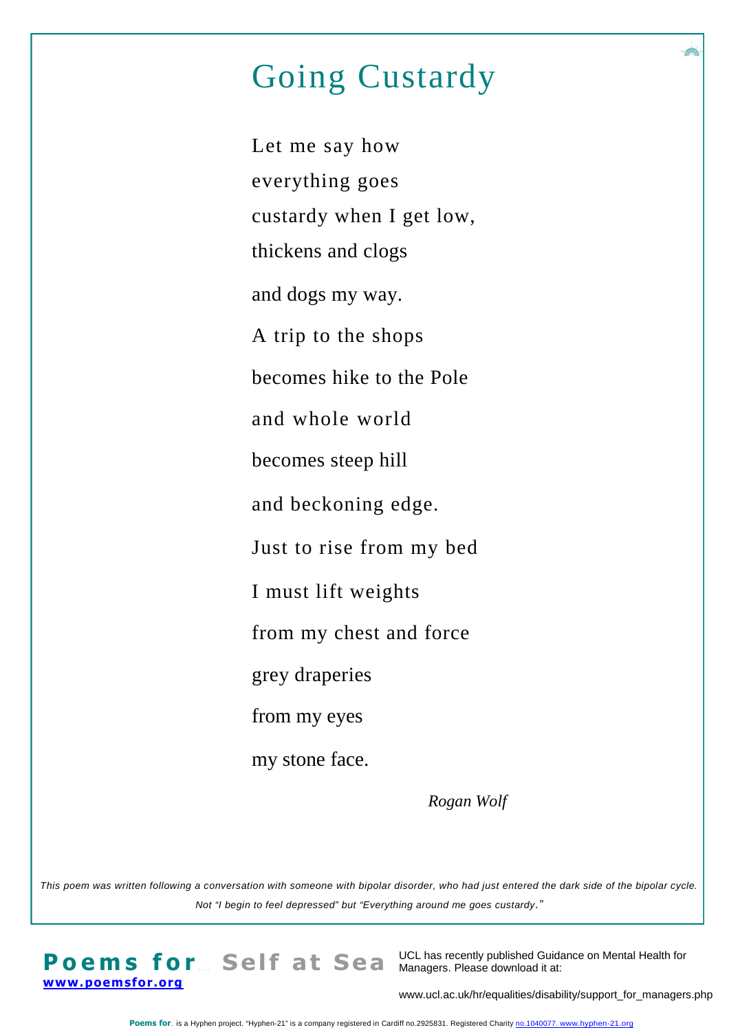# Going Custardy

Let me say how

everything goes

custardy when I get low,

thickens and clogs

and dogs my way.

A trip to the shops

becomes hike to the Pole

and whole world

becomes steep hill

and beckoning edge.

Just to rise from my bed

I must lift weights

from my chest and force

grey draperies

from my eyes

my stone face.

*Rogan Wolf*

*This poem was written following a conversation with someone with bipolar disorder, who had just entered the dark side of the bipolar cycle. Not "I begin to feel depressed" but "Everything around me goes custardy."*

**Poems for...** **Self at Sea**

[www.poemsfor.org](http://www.poemsfor.org)

UCL has recently published Guidance on Mental Health for Managers. Please download it at:

www.ucl.ac.uk/hr/equalities/disability/support_for_managers.php

**Poems for..** is a Hyphen project. "Hyphen-21" is a company registered in Cardiff no.2925831. Registered Charity no.1040077. www.hyphen-21.org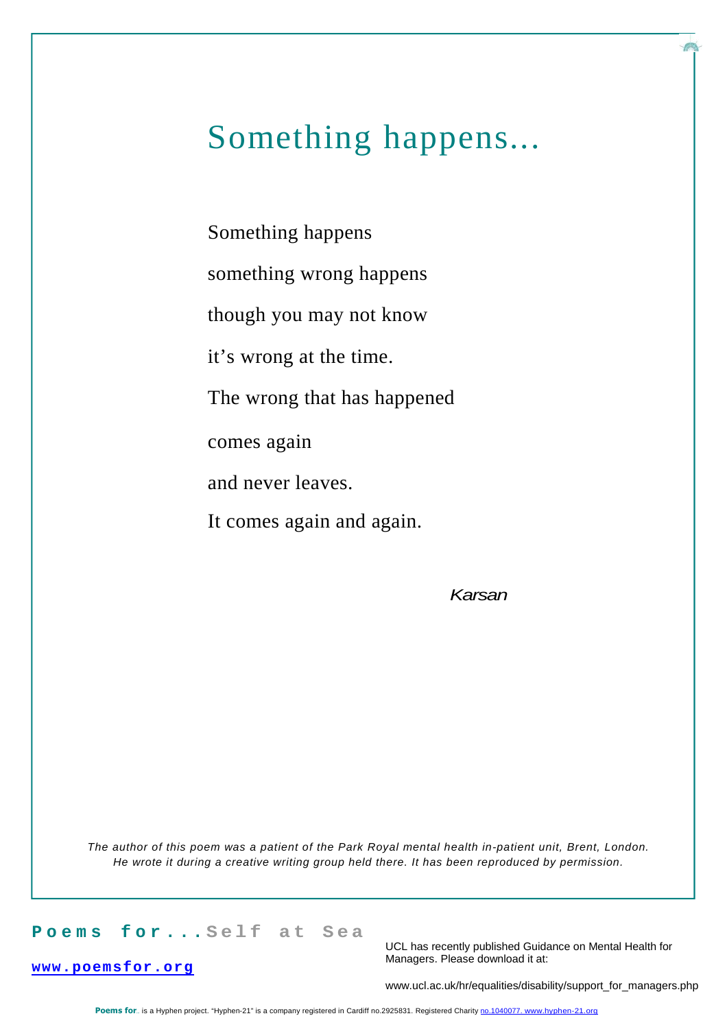# Something happens...

Something happens

something wrong happens

though you may not know

it's wrong at the time.

The wrong that has happened

comes again

and never leaves.

It comes again and again.

*Karsan*

*The author of this poem was a patient of the Park Royal mental health in-patient unit, Brent, London. He wrote it during a creative writing group held there. It has been reproduced by permission.*

**Poems for...Self at Sea**

[www.poemsfor.org](http://www.poemsfor.org)

UCL has recently published Guidance on Mental Health for Managers. Please download it at:

www.ucl.ac.uk/hr/equalities/disability/support_for_managers.php

**Poems for..** is a Hyphen project. "Hyphen-21" is a company registered in Cardiff no.2925831. Registered Charity no.1040077. www.hyphen-21.org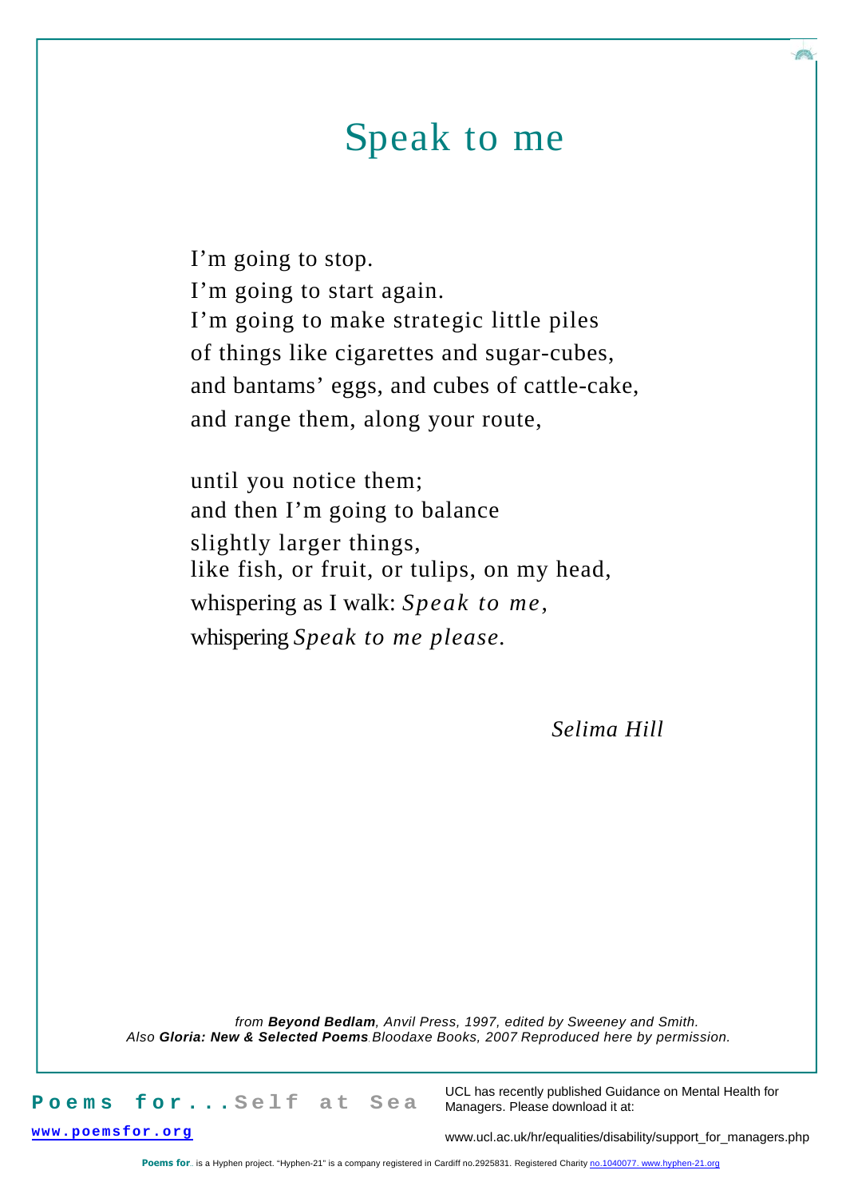# Speak to me

I’m going to stop.
I’m going to start again.
I’m going to make strategic little piles
of things like cigarettes and sugar-cubes,
and bantams’ eggs, and cubes of cattle-cake,
and range them, along your route,

until you notice them;
and then I’m going to balance
slightly larger things,
like fish, or fruit, or tulips, on my head,
whispering as I walk: *Speak to me*,
whispering *Speak to me please*.

*Selima Hill*

*from **Beyond Bedlam**, Anvil Press, 1997, edited by Sweeney and Smith.*
*Also **Gloria: New & Selected Poems** Bloodaxe Books, 2007 Reproduced here by permission.*

**Poems for...Self at Sea**

www.poemsfor.org

UCL has recently published Guidance on Mental Health for Managers. Please download it at:

www.ucl.ac.uk/hr/equalities/disability/support_for_managers.php

**Poems for..** is a Hyphen project. “Hyphen-21” is a company registered in Cardiff no.2925831. Registered Charity no.1040077. www.hyphen-21.org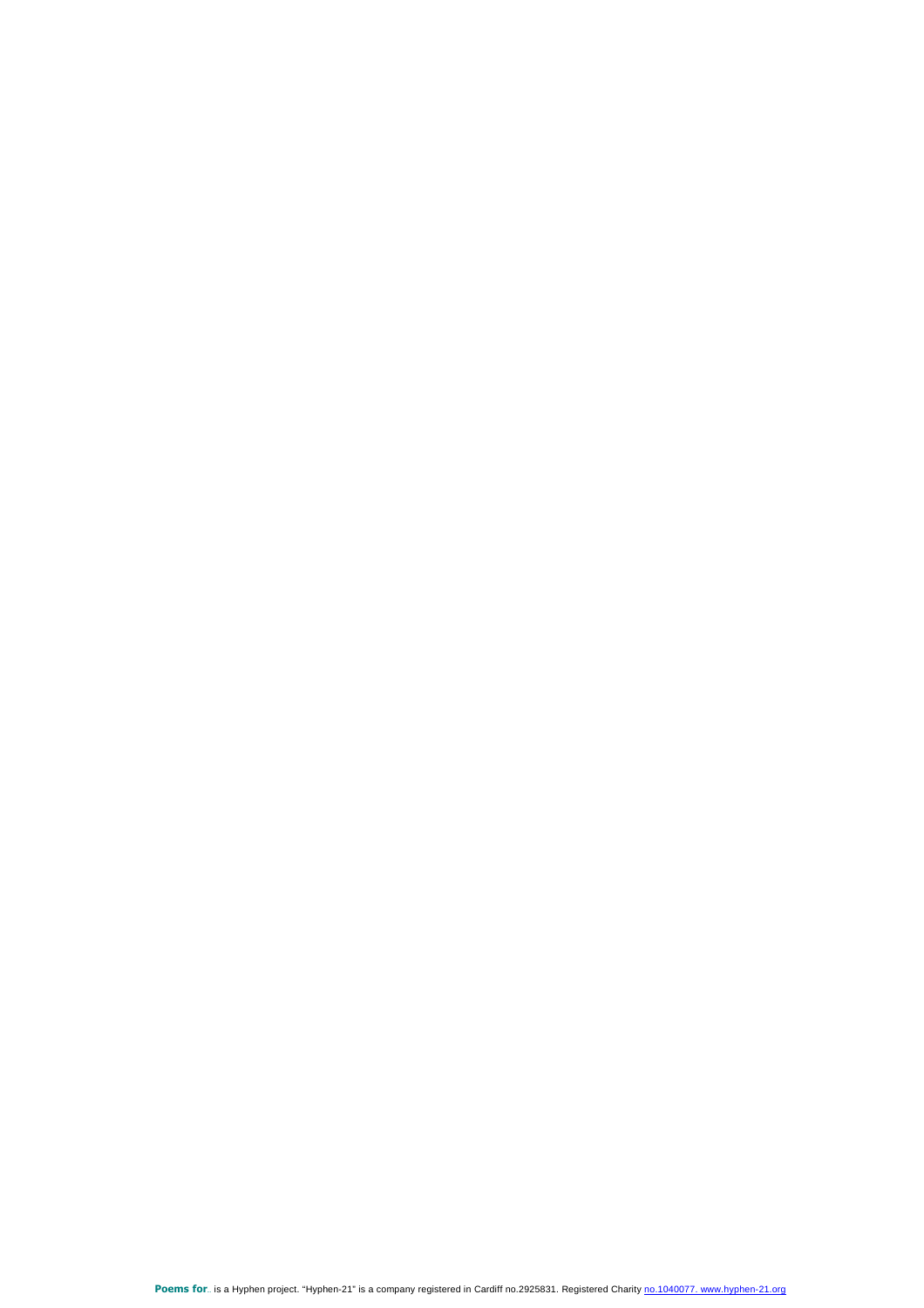**Poems for**.. is a Hyphen project. "Hyphen-21" is a company registered in Cardiff no.2925831. Registered Charity no.1040077. www.hyphen-21.org